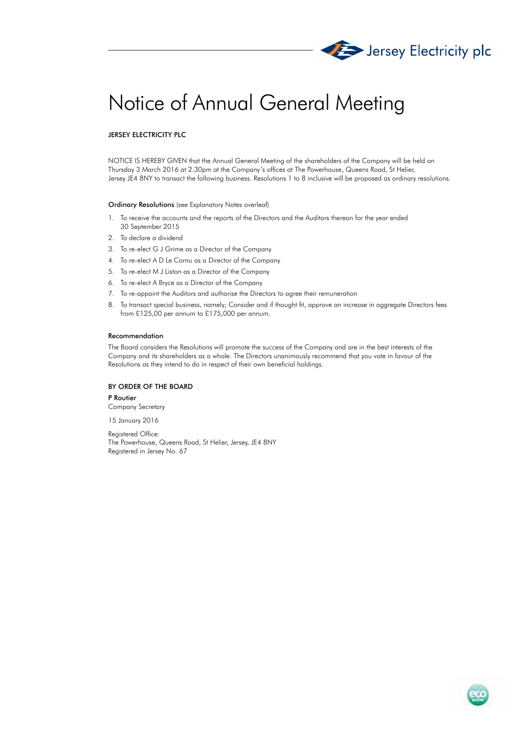Jersey Electricity plc

# Notice of Annual General Meeting

**JERSEY ELECTRICITY PLC**

NOTICE IS HEREBY GIVEN that the Annual General Meeting of the shareholders of the Company will be held on Thursday 3 March 2016 at 2.30pm at the Company's offices at The Powerhouse, Queens Road, St Helier, Jersey JE4 8NY to transact the following business. Resolutions 1 to 8 inclusive will be proposed as ordinary resolutions.

**Ordinary Resolutions** (see Explanatory Notes overleaf)

1. To receive the accounts and the reports of the Directors and the Auditors thereon for the year ended 30 September 2015
2. To declare a dividend
3. To re-elect G J Grime as a Director of the Company
4. To re-elect A D Le Cornu as a Director of the Company
5. To re-elect M J Liston as a Director of the Company
6. To re-elect A Bryce as a Director of the Company
7. To re-appoint the Auditors and authorise the Directors to agree their remuneration
8. To transact special business, namely; Consider and if thought fit, approve an increase in aggregate Directors fees from £125,00 per annum to £175,000 per annum.

**Recommendation**

The Board considers the Resolutions will promote the success of the Company and are in the best interests of the Company and its shareholders as a whole. The Directors unanimously recommend that you vote in favour of the Resolutions as they intend to do in respect of their own beneficial holdings.

**BY ORDER OF THE BOARD**

**P Routier**
Company Secretary

15 January 2016

Registered Office:
The Powerhouse, Queens Road, St Helier, Jersey, JE4 8NY
Registered in Jersey No. 67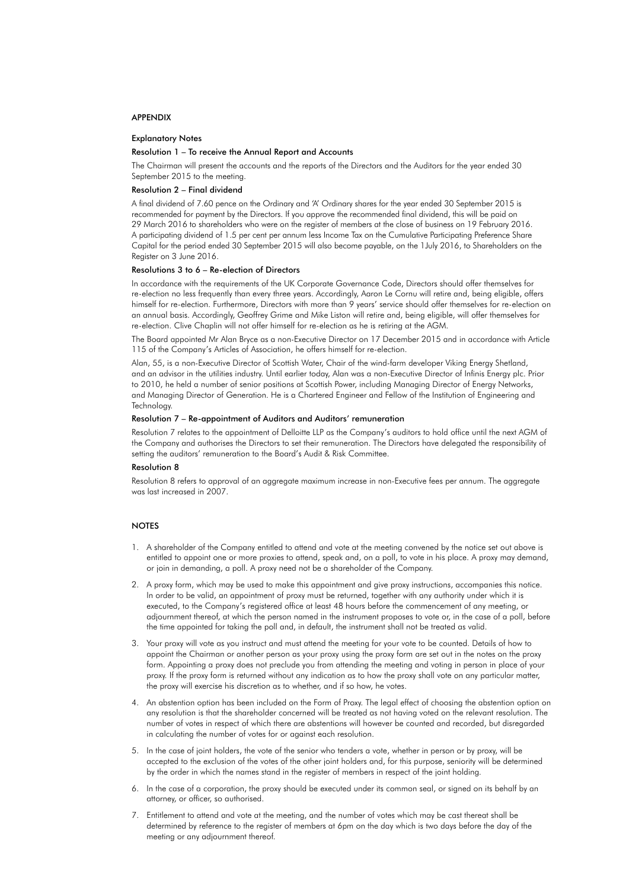## APPENDIX

### Explanatory Notes

#### Resolution 1 – To receive the Annual Report and Accounts

The Chairman will present the accounts and the reports of the Directors and the Auditors for the year ended 30 September 2015 to the meeting.

#### Resolution 2 – Final dividend

A final dividend of 7.60 pence on the Ordinary and 'A' Ordinary shares for the year ended 30 September 2015 is recommended for payment by the Directors. If you approve the recommended final dividend, this will be paid on 29 March 2016 to shareholders who were on the register of members at the close of business on 19 February 2016. A participating dividend of 1.5 per cent per annum less Income Tax on the Cumulative Participating Preference Share Capital for the period ended 30 September 2015 will also become payable, on the 1July 2016, to Shareholders on the Register on 3 June 2016.

#### Resolutions 3 to 6 – Re-election of Directors

In accordance with the requirements of the UK Corporate Governance Code, Directors should offer themselves for re-election no less frequently than every three years. Accordingly, Aaron Le Cornu will retire and, being eligible, offers himself for re-election. Furthermore, Directors with more than 9 years' service should offer themselves for re-election on an annual basis. Accordingly, Geoffrey Grime and Mike Liston will retire and, being eligible, will offer themselves for re-election. Clive Chaplin will not offer himself for re-election as he is retiring at the AGM.

The Board appointed Mr Alan Bryce as a non-Executive Director on 17 December 2015 and in accordance with Article 115 of the Company's Articles of Association, he offers himself for re-election.

Alan, 55, is a non-Executive Director of Scottish Water, Chair of the wind-farm developer Viking Energy Shetland, and an advisor in the utilities industry. Until earlier today, Alan was a non-Executive Director of Infinis Energy plc. Prior to 2010, he held a number of senior positions at Scottish Power, including Managing Director of Energy Networks, and Managing Director of Generation. He is a Chartered Engineer and Fellow of the Institution of Engineering and Technology.

#### Resolution 7 – Re-appointment of Auditors and Auditors' remuneration

Resolution 7 relates to the appointment of Deloitte LLP as the Company's auditors to hold office until the next AGM of the Company and authorises the Directors to set their remuneration. The Directors have delegated the responsibility of setting the auditors' remuneration to the Board's Audit & Risk Committee.

#### Resolution 8

Resolution 8 refers to approval of an aggregate maximum increase in non-Executive fees per annum. The aggregate was last increased in 2007.

## NOTES

1. A shareholder of the Company entitled to attend and vote at the meeting convened by the notice set out above is entitled to appoint one or more proxies to attend, speak and, on a poll, to vote in his place. A proxy may demand, or join in demanding, a poll. A proxy need not be a shareholder of the Company.
2. A proxy form, which may be used to make this appointment and give proxy instructions, accompanies this notice. In order to be valid, an appointment of proxy must be returned, together with any authority under which it is executed, to the Company's registered office at least 48 hours before the commencement of any meeting, or adjournment thereof, at which the person named in the instrument proposes to vote or, in the case of a poll, before the time appointed for taking the poll and, in default, the instrument shall not be treated as valid.
3. Your proxy will vote as you instruct and must attend the meeting for your vote to be counted. Details of how to appoint the Chairman or another person as your proxy using the proxy form are set out in the notes on the proxy form. Appointing a proxy does not preclude you from attending the meeting and voting in person in place of your proxy. If the proxy form is returned without any indication as to how the proxy shall vote on any particular matter, the proxy will exercise his discretion as to whether, and if so how, he votes.
4. An abstention option has been included on the Form of Proxy. The legal effect of choosing the abstention option on any resolution is that the shareholder concerned will be treated as not having voted on the relevant resolution. The number of votes in respect of which there are abstentions will however be counted and recorded, but disregarded in calculating the number of votes for or against each resolution.
5. In the case of joint holders, the vote of the senior who tenders a vote, whether in person or by proxy, will be accepted to the exclusion of the votes of the other joint holders and, for this purpose, seniority will be determined by the order in which the names stand in the register of members in respect of the joint holding.
6. In the case of a corporation, the proxy should be executed under its common seal, or signed on its behalf by an attorney, or officer, so authorised.
7. Entitlement to attend and vote at the meeting, and the number of votes which may be cast thereat shall be determined by reference to the register of members at 6pm on the day which is two days before the day of the meeting or any adjournment thereof.